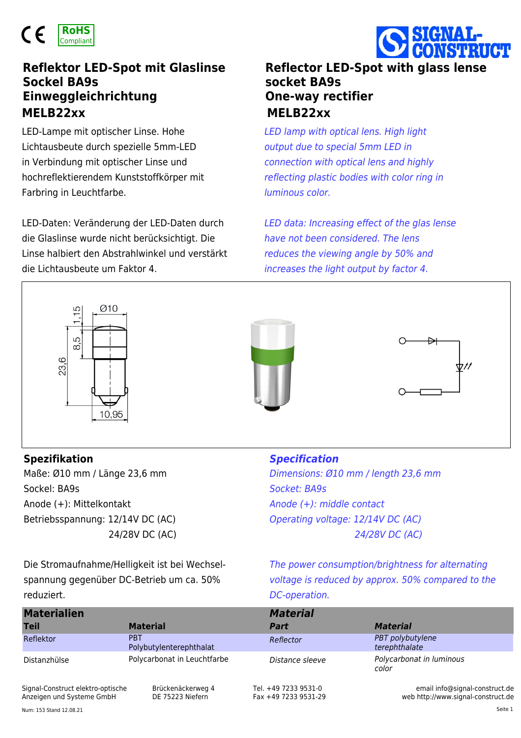CE RoHS Compliant

SIGNAL-CONSTRUCT

# Reflektor LED-Spot mit Glaslinse Sockel BA9s Einweggleichrichtung MELB22xx

# Reflector LED-Spot with glass lense socket BA9s One-way rectifier MELB22xx

LED-Lampe mit optischer Linse. Hohe Lichtausbeute durch spezielle 5mm-LED in Verbindung mit optischer Linse und hochreflektierendem Kunststoffkörper mit Farbring in Leuchtfarbe.

*LED lamp with optical lens. High light output due to special 5mm LED in connection with optical lens and highly reflecting plastic bodies with color ring in luminous color.*

LED-Daten: Veränderung der LED-Daten durch die Glaslinse wurde nicht berücksichtigt. Die Linse halbiert den Abstrahlwinkel und verstärkt die Lichtausbeute um Faktor 4.

*LED data: Increasing effect of the glas lense have not been considered. The lens reduces the viewing angle by 50% and increases the light output by factor 4.*

1,15 Ø10 8,5 23,6 10,95

## Spezifikation

Maße: Ø10 mm / Länge 23,6 mm
Sockel: BA9s
Anode (+): Mittelkontakt
Betriebsspannung: 12/14V DC (AC)
24/28V DC (AC)

Die Stromaufnahme/Helligkeit ist bei Wechselspannung gegenüber DC-Betrieb um ca. 50% reduziert.

## *Specification*

*Dimensions: Ø10 mm / length 23,6 mm*
*Socket: BA9s*
*Anode (+): middle contact*
*Operating voltage: 12/14V DC (AC)*
*24/28V DC (AC)*

*The power consumption/brightness for alternating voltage is reduced by approx. 50% compared to the DC-operation.*

| **Materialien** | | ***Material*** | |
|---|---|---|---|
| **Teil** | **Material** | ***Part*** | ***Material*** |
| Reflektor | PBT Polybutylenterephthalat | *Reflector* | *PBT polybutylene terephthalate* |
| Distanzhülse | Polycarbonat in Leuchtfarbe | *Distance sleeve* | *Polycarbonat in luminous color* |

Signal-Construct elektro-optische Anzeigen und Systeme GmbH | Brückenäckerweg 4 DE 75223 Niefern | Tel. +49 7233 9531-0 Fax +49 7233 9531-29 | email info@signal-construct.de web http://www.signal-construct.de

Num: 153 Stand 12.08.21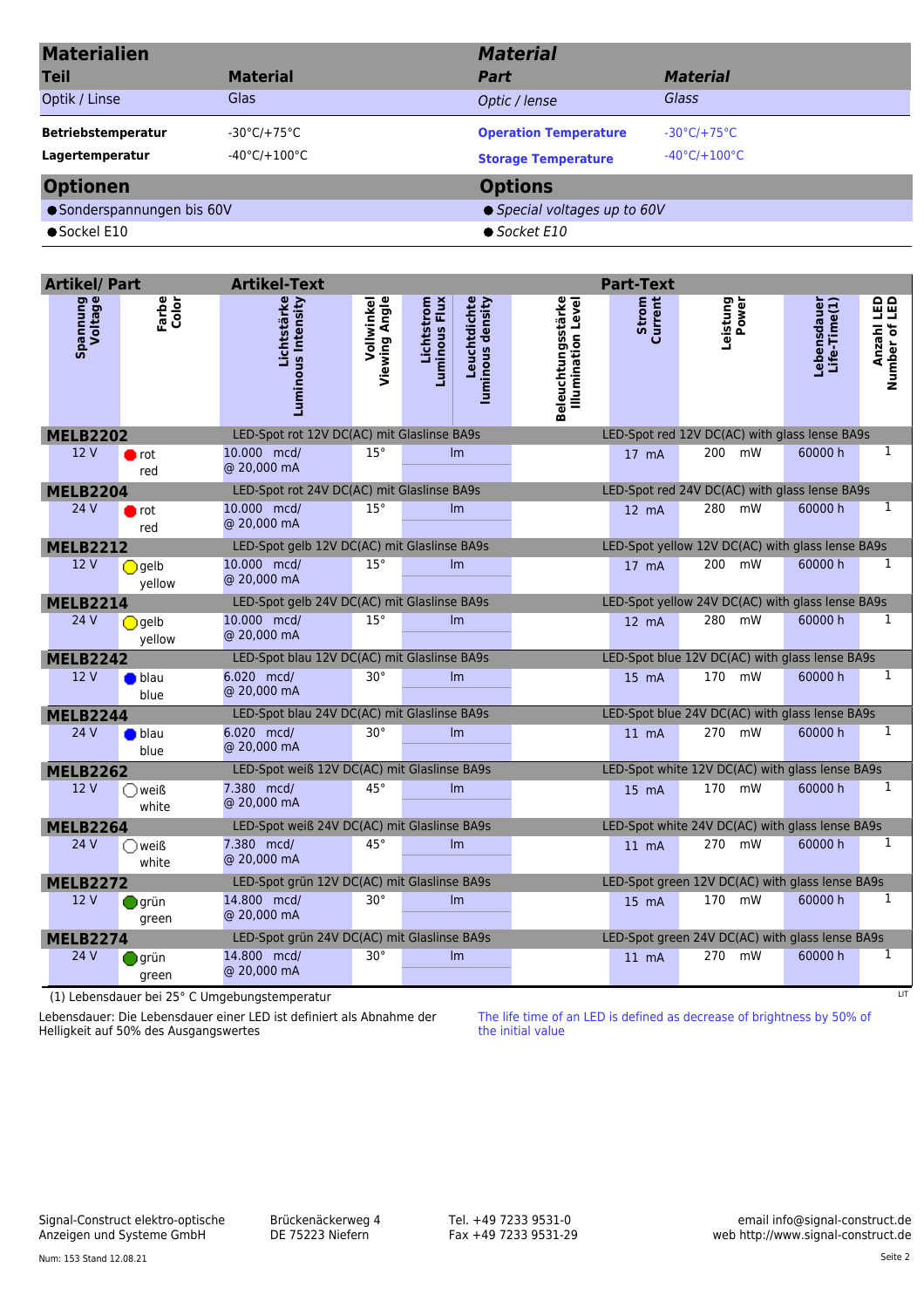## Materialien / *Material*

| Teil / *Part* | Material / *Material* |
|---|---|
| Optik / Linse / *Optic / lense* | Glas / *Glass* |

| | | | |
|---|---|---|---|
| **Betriebstemperatur** | -30°C/+75°C | **Operation Temperature** | -30°C/+75°C |
| **Lagertemperatur** | -40°C/+100°C | **Storage Temperature** | -40°C/+100°C |

## Optionen / *Options*

- Sonderspannungen bis 60V / *Special voltages up to 60V*
- Sockel E10 / *Socket E10*

## Artikel/ Part — Artikel-Text / Part-Text

| Spannung Voltage | Farbe Color | Lichtstärke Luminous Intensity | Vollwinkel Viewing Angle | Lichtstrom Luminous Flux | Leuchtdichte luminous density | Beleuchtungsstärke Illumination Level | Strom Current | Leistung Power | Lebensdauer Life-Time(1) | Anzahl LED Number of LED |
|---|---|---|---|---|---|---|---|---|---|---|
| **MELB2202** | LED-Spot rot 12V DC(AC) mit Glaslinse BA9s | | | | | LED-Spot red 12V DC(AC) with glass lense BA9s | | | | |
| 12 V | rot red | 10.000 mcd/ @ 20,000 mA | 15° | lm | | | 17 mA | 200 mW | 60000 h | 1 |
| **MELB2204** | LED-Spot rot 24V DC(AC) mit Glaslinse BA9s | | | | | LED-Spot red 24V DC(AC) with glass lense BA9s | | | | |
| 24 V | rot red | 10.000 mcd/ @ 20,000 mA | 15° | lm | | | 12 mA | 280 mW | 60000 h | 1 |
| **MELB2212** | LED-Spot gelb 12V DC(AC) mit Glaslinse BA9s | | | | | LED-Spot yellow 12V DC(AC) with glass lense BA9s | | | | |
| 12 V | gelb yellow | 10.000 mcd/ @ 20,000 mA | 15° | lm | | | 17 mA | 200 mW | 60000 h | 1 |
| **MELB2214** | LED-Spot gelb 24V DC(AC) mit Glaslinse BA9s | | | | | LED-Spot yellow 24V DC(AC) with glass lense BA9s | | | | |
| 24 V | gelb yellow | 10.000 mcd/ @ 20,000 mA | 15° | lm | | | 12 mA | 280 mW | 60000 h | 1 |
| **MELB2242** | LED-Spot blau 12V DC(AC) mit Glaslinse BA9s | | | | | LED-Spot blue 12V DC(AC) with glass lense BA9s | | | | |
| 12 V | blau blue | 6.020 mcd/ @ 20,000 mA | 30° | lm | | | 15 mA | 170 mW | 60000 h | 1 |
| **MELB2244** | LED-Spot blau 24V DC(AC) mit Glaslinse BA9s | | | | | LED-Spot blue 24V DC(AC) with glass lense BA9s | | | | |
| 24 V | blau blue | 6.020 mcd/ @ 20,000 mA | 30° | lm | | | 11 mA | 270 mW | 60000 h | 1 |
| **MELB2262** | LED-Spot weiß 12V DC(AC) mit Glaslinse BA9s | | | | | LED-Spot white 12V DC(AC) with glass lense BA9s | | | | |
| 12 V | weiß white | 7.380 mcd/ @ 20,000 mA | 45° | lm | | | 15 mA | 170 mW | 60000 h | 1 |
| **MELB2264** | LED-Spot weiß 24V DC(AC) mit Glaslinse BA9s | | | | | LED-Spot white 24V DC(AC) with glass lense BA9s | | | | |
| 24 V | weiß white | 7.380 mcd/ @ 20,000 mA | 45° | lm | | | 11 mA | 270 mW | 60000 h | 1 |
| **MELB2272** | LED-Spot grün 12V DC(AC) mit Glaslinse BA9s | | | | | LED-Spot green 12V DC(AC) with glass lense BA9s | | | | |
| 12 V | grün green | 14.800 mcd/ @ 20,000 mA | 30° | lm | | | 15 mA | 170 mW | 60000 h | 1 |
| **MELB2274** | LED-Spot grün 24V DC(AC) mit Glaslinse BA9s | | | | | LED-Spot green 24V DC(AC) with glass lense BA9s | | | | |
| 24 V | grün green | 14.800 mcd/ @ 20,000 mA | 30° | lm | | | 11 mA | 270 mW | 60000 h | 1 |

(1) Lebensdauer bei 25° C Umgebungstemperatur

Lebensdauer: Die Lebensdauer einer LED ist definiert als Abnahme der Helligkeit auf 50% des Ausgangswertes

The life time of an LED is defined as decrease of brightness by 50% of the initial value

Signal-Construct elektro-optische Anzeigen und Systeme GmbH — Brückenäckerweg 4, DE 75223 Niefern — Tel. +49 7233 9531-0, Fax +49 7233 9531-29 — email info@signal-construct.de, web http://www.signal-construct.de

Num: 153 Stand 12.08.21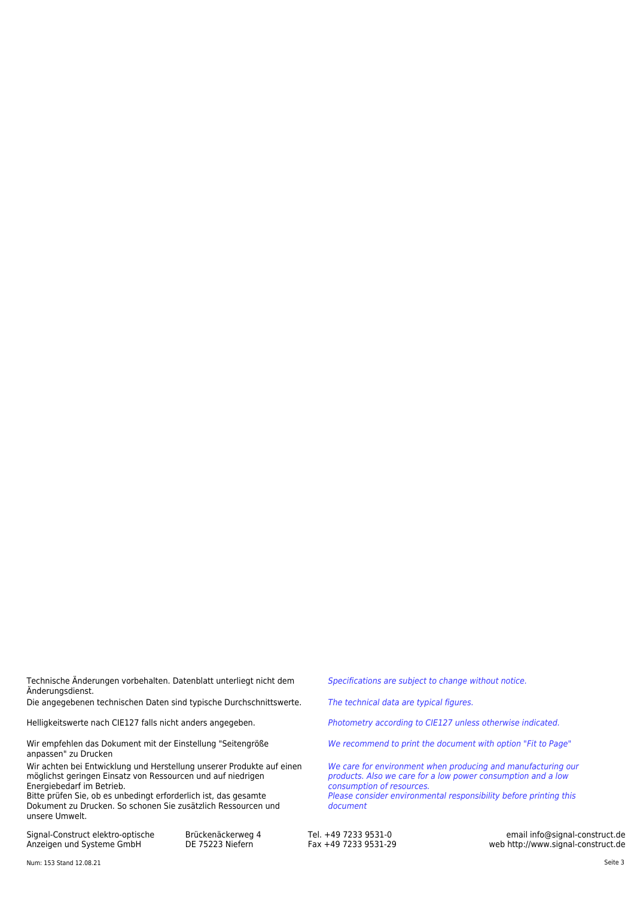Technische Änderungen vorbehalten. Datenblatt unterliegt nicht dem Änderungsdienst.

*Specifications are subject to change without notice.*

Die angegebenen technischen Daten sind typische Durchschnittswerte.

*The technical data are typical figures.*

Helligkeitswerte nach CIE127 falls nicht anders angegeben.

*Photometry according to CIE127 unless otherwise indicated.*

Wir empfehlen das Dokument mit der Einstellung "Seitengröße anpassen" zu Drucken

*We recommend to print the document with option "Fit to Page"*

Wir achten bei Entwicklung und Herstellung unserer Produkte auf einen möglichst geringen Einsatz von Ressourcen und auf niedrigen Energiebedarf im Betrieb.
Bitte prüfen Sie, ob es unbedingt erforderlich ist, das gesamte Dokument zu Drucken. So schonen Sie zusätzlich Ressourcen und unsere Umwelt.

*We care for environment when producing and manufacturing our products. Also we care for a low power consumption and a low consumption of resources.*
*Please consider environmental responsibility before printing this document*

Signal-Construct elektro-optische Anzeigen und Systeme GmbH
Brückenäckerweg 4
DE 75223 Niefern
Tel. +49 7233 9531-0
Fax +49 7233 9531-29
email info@signal-construct.de
web http://www.signal-construct.de

Num: 153 Stand 12.08.21